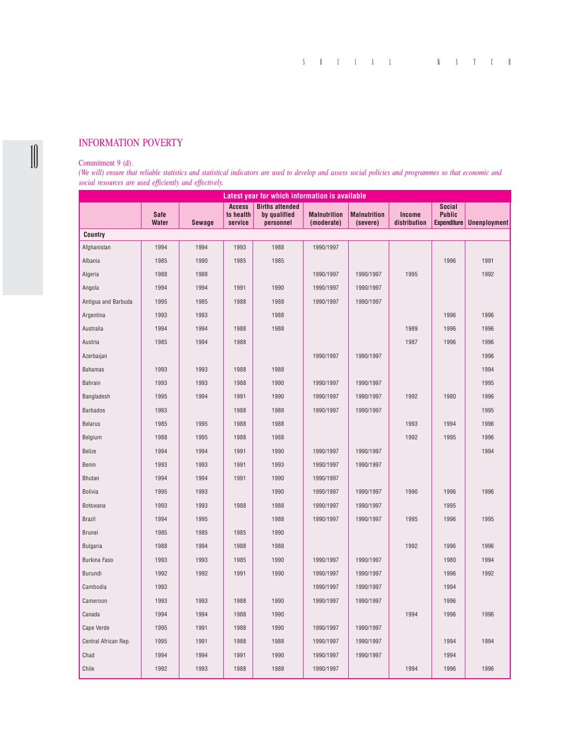## INFORMATION POVERTY

Commitment 9 (d).

*(We will) ensure that reliable statistics and statistical indicators are used to develop and assess social policies and programmes so that economic and social resources are used efficiently and effectively.*

| Latest year for which information is available | | | | | | | | | |
|---|---|---|---|---|---|---|---|---|---|
| | **Safe Water** | **Sewage** | **Access to health service** | **Births attended by qualified personnel** | **Malnutrition (moderate)** | **Malnutrition (severe)** | **Income distribution** | **Social Public Expenditure** | **Unemployment** |
| **Country** | | | | | | | | | |
| Afghanistan | 1994 | 1994 | 1993 | 1988 | 1990/1997 | | | | |
| Albania | 1985 | 1990 | 1985 | 1985 | | | | 1996 | 1991 |
| Algeria | 1988 | 1988 | | | 1990/1997 | 1990/1997 | 1995 | | 1992 |
| Angola | 1994 | 1994 | 1991 | 1990 | 1990/1997 | 1990/1997 | | | |
| Antigua and Barbuda | 1995 | 1985 | 1988 | 1988 | 1990/1997 | 1990/1997 | | | |
| Argentina | 1993 | 1993 | | 1988 | | | | 1996 | 1996 |
| Australia | 1994 | 1994 | 1988 | 1988 | | | 1989 | 1996 | 1996 |
| Austria | 1985 | 1994 | 1988 | | | | 1987 | 1996 | 1996 |
| Azerbaijan | | | | | 1990/1997 | 1990/1997 | | | 1996 |
| Bahamas | 1993 | 1993 | 1988 | 1988 | | | | | 1994 |
| Bahrain | 1993 | 1993 | 1988 | 1990 | 1990/1997 | 1990/1997 | | | 1995 |
| Bangladesh | 1995 | 1994 | 1991 | 1990 | 1990/1997 | 1990/1997 | 1992 | 1980 | 1996 |
| Barbados | 1993 | | 1988 | 1988 | 1990/1997 | 1990/1997 | | | 1995 |
| Belarus | 1985 | 1995 | 1988 | 1988 | | | 1993 | 1994 | 1996 |
| Belgium | 1988 | 1995 | 1988 | 1988 | | | 1992 | 1995 | 1996 |
| Belize | 1994 | 1994 | 1991 | 1990 | 1990/1997 | 1990/1997 | | | 1994 |
| Benin | 1993 | 1993 | 1991 | 1993 | 1990/1997 | 1990/1997 | | | |
| Bhutan | 1994 | 1994 | 1991 | 1990 | 1990/1997 | | | | |
| Bolivia | 1995 | 1993 | | 1990 | 1990/1997 | 1990/1997 | 1990 | 1996 | 1996 |
| Botswana | 1993 | 1993 | 1988 | 1988 | 1990/1997 | 1990/1997 | | 1995 | |
| Brazil | 1994 | 1995 | | 1988 | 1990/1997 | 1990/1997 | 1995 | 1996 | 1995 |
| Brunei | 1985 | 1985 | 1985 | 1990 | | | | | |
| Bulgaria | 1988 | 1994 | 1988 | 1988 | | | 1992 | 1996 | 1996 |
| Burkina Faso | 1993 | 1993 | 1985 | 1990 | 1990/1997 | 1990/1997 | | 1980 | 1994 |
| Burundi | 1992 | 1992 | 1991 | 1990 | 1990/1997 | 1990/1997 | | 1996 | 1992 |
| Cambodia | 1993 | | | | 1990/1997 | 1990/1997 | | 1994 | |
| Cameroon | 1993 | 1993 | 1988 | 1990 | 1990/1997 | 1990/1997 | | 1996 | |
| Canada | 1994 | 1994 | 1988 | 1990 | | | 1994 | 1996 | 1996 |
| Cape Verde | 1995 | 1991 | 1988 | 1990 | 1990/1997 | 1990/1997 | | | |
| Central African Rep. | 1995 | 1991 | 1988 | 1988 | 1990/1997 | 1990/1997 | | 1994 | 1994 |
| Chad | 1994 | 1994 | 1991 | 1990 | 1990/1997 | 1990/1997 | | 1994 | |
| Chile | 1992 | 1993 | 1988 | 1988 | 1990/1997 | | 1994 | 1996 | 1996 |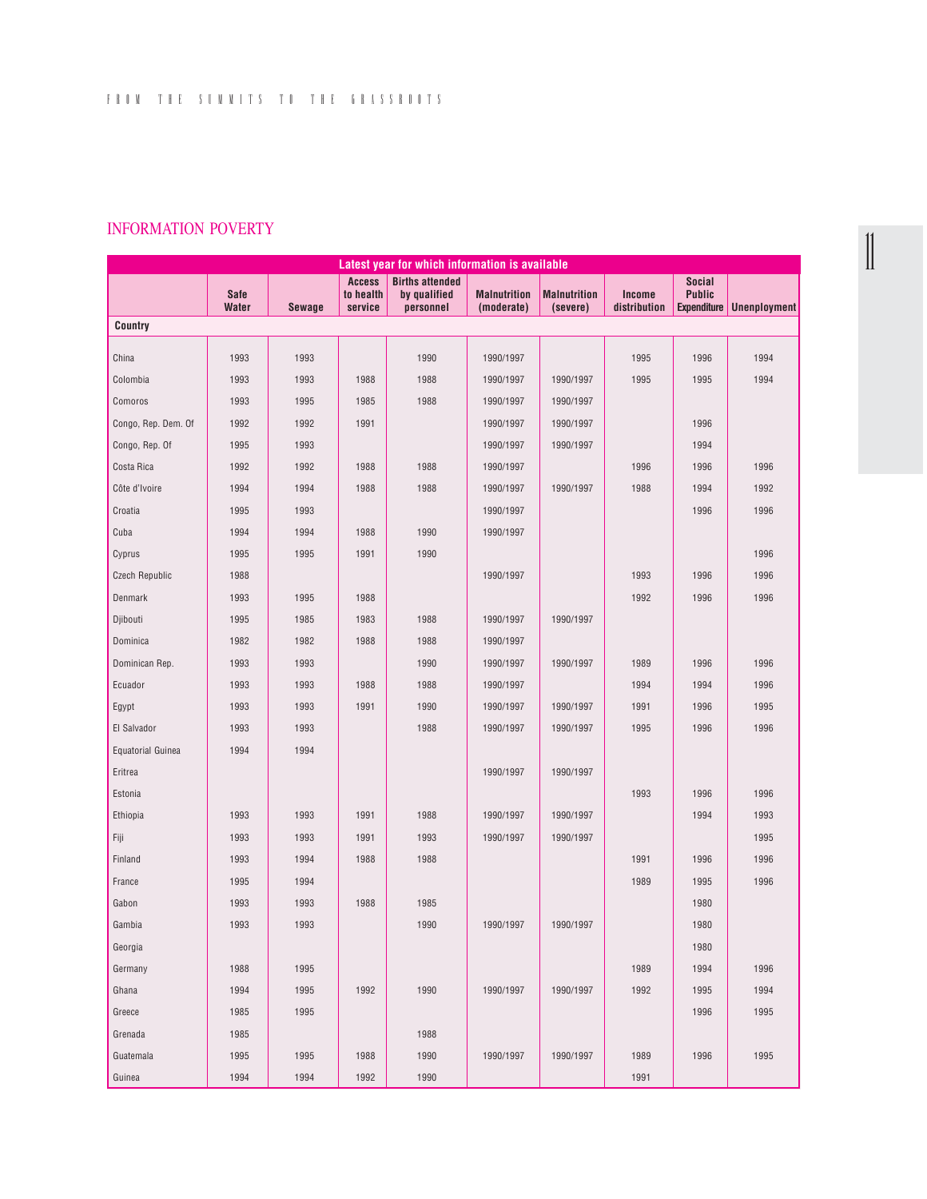## INFORMATION POVERTY

| Latest year for which information is available | | | | | | | | | |
|---|---|---|---|---|---|---|---|---|---|
| | Safe Water | Sewage | Access to health service | Births attended by qualified personnel | Malnutrition (moderate) | Malnutrition (severe) | Income distribution | Social Public Expenditure | Unenployment |
| **Country** | | | | | | | | | |
| China | 1993 | 1993 | | 1990 | 1990/1997 | | 1995 | 1996 | 1994 |
| Colombia | 1993 | 1993 | 1988 | 1988 | 1990/1997 | 1990/1997 | 1995 | 1995 | 1994 |
| Comoros | 1993 | 1995 | 1985 | 1988 | 1990/1997 | 1990/1997 | | | |
| Congo, Rep. Dem. Of | 1992 | 1992 | 1991 | | 1990/1997 | 1990/1997 | | 1996 | |
| Congo, Rep. Of | 1995 | 1993 | | | 1990/1997 | 1990/1997 | | 1994 | |
| Costa Rica | 1992 | 1992 | 1988 | 1988 | 1990/1997 | | 1996 | 1996 | 1996 |
| Côte d'Ivoire | 1994 | 1994 | 1988 | 1988 | 1990/1997 | 1990/1997 | 1988 | 1994 | 1992 |
| Croatia | 1995 | 1993 | | | 1990/1997 | | | 1996 | 1996 |
| Cuba | 1994 | 1994 | 1988 | 1990 | 1990/1997 | | | | |
| Cyprus | 1995 | 1995 | 1991 | 1990 | | | | | 1996 |
| Czech Republic | 1988 | | | | 1990/1997 | | 1993 | 1996 | 1996 |
| Denmark | 1993 | 1995 | 1988 | | | | 1992 | 1996 | 1996 |
| Djibouti | 1995 | 1985 | 1983 | 1988 | 1990/1997 | 1990/1997 | | | |
| Dominica | 1982 | 1982 | 1988 | 1988 | 1990/1997 | | | | |
| Dominican Rep. | 1993 | 1993 | | 1990 | 1990/1997 | 1990/1997 | 1989 | 1996 | 1996 |
| Ecuador | 1993 | 1993 | 1988 | 1988 | 1990/1997 | | 1994 | 1994 | 1996 |
| Egypt | 1993 | 1993 | 1991 | 1990 | 1990/1997 | 1990/1997 | 1991 | 1996 | 1995 |
| El Salvador | 1993 | 1993 | | 1988 | 1990/1997 | 1990/1997 | 1995 | 1996 | 1996 |
| Equatorial Guinea | 1994 | 1994 | | | | | | | |
| Eritrea | | | | | 1990/1997 | 1990/1997 | | | |
| Estonia | | | | | | | 1993 | 1996 | 1996 |
| Ethiopia | 1993 | 1993 | 1991 | 1988 | 1990/1997 | 1990/1997 | | 1994 | 1993 |
| Fiji | 1993 | 1993 | 1991 | 1993 | 1990/1997 | 1990/1997 | | | 1995 |
| Finland | 1993 | 1994 | 1988 | 1988 | | | 1991 | 1996 | 1996 |
| France | 1995 | 1994 | | | | | 1989 | 1995 | 1996 |
| Gabon | 1993 | 1993 | 1988 | 1985 | | | | 1980 | |
| Gambia | 1993 | 1993 | | 1990 | 1990/1997 | 1990/1997 | | 1980 | |
| Georgia | | | | | | | | 1980 | |
| Germany | 1988 | 1995 | | | | | 1989 | 1994 | 1996 |
| Ghana | 1994 | 1995 | 1992 | 1990 | 1990/1997 | 1990/1997 | 1992 | 1995 | 1994 |
| Greece | 1985 | 1995 | | | | | | 1996 | 1995 |
| Grenada | 1985 | | | 1988 | | | | | |
| Guatemala | 1995 | 1995 | 1988 | 1990 | 1990/1997 | 1990/1997 | 1989 | 1996 | 1995 |
| Guinea | 1994 | 1994 | 1992 | 1990 | | | 1991 | | |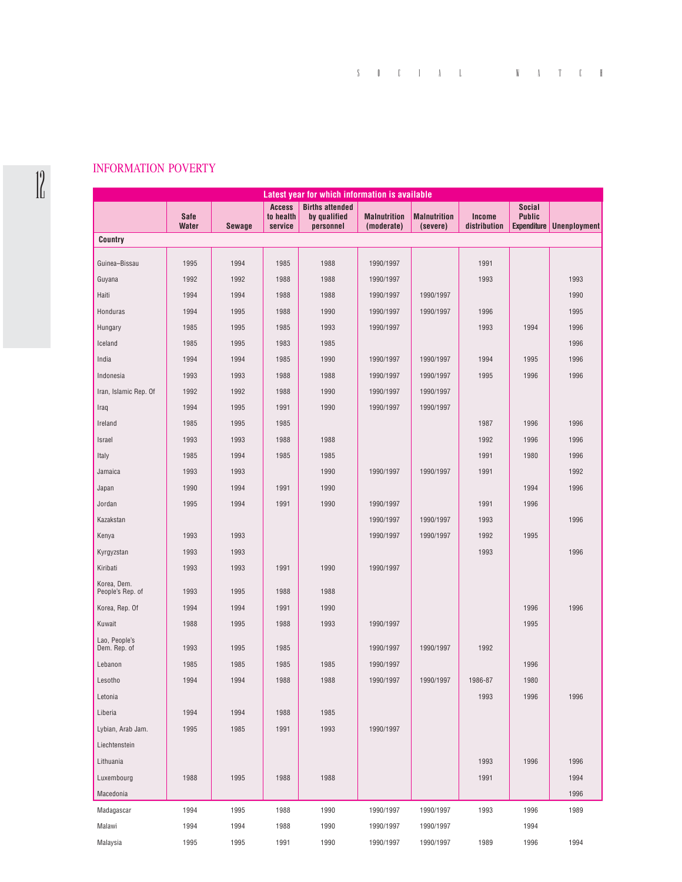## INFORMATION POVERTY

| Latest year for which information is available | | | | | | | | | |
|---|---|---|---|---|---|---|---|---|---|
| Country | Safe Water | Sewage | Access to health service | Births attended by qualified personnel | Malnutrition (moderate) | Malnutrition (severe) | Income distribution | Social Public Expenditure | Unenployment |
| Guinea–Bissau | 1995 | 1994 | 1985 | 1988 | 1990/1997 | | 1991 | | |
| Guyana | 1992 | 1992 | 1988 | 1988 | 1990/1997 | | 1993 | | 1993 |
| Haiti | 1994 | 1994 | 1988 | 1988 | 1990/1997 | 1990/1997 | | | 1990 |
| Honduras | 1994 | 1995 | 1988 | 1990 | 1990/1997 | 1990/1997 | 1996 | | 1995 |
| Hungary | 1985 | 1995 | 1985 | 1993 | 1990/1997 | | 1993 | 1994 | 1996 |
| Iceland | 1985 | 1995 | 1983 | 1985 | | | | | 1996 |
| India | 1994 | 1994 | 1985 | 1990 | 1990/1997 | 1990/1997 | 1994 | 1995 | 1996 |
| Indonesia | 1993 | 1993 | 1988 | 1988 | 1990/1997 | 1990/1997 | 1995 | 1996 | 1996 |
| Iran, Islamic Rep. Of | 1992 | 1992 | 1988 | 1990 | 1990/1997 | 1990/1997 | | | |
| Iraq | 1994 | 1995 | 1991 | 1990 | 1990/1997 | 1990/1997 | | | |
| Ireland | 1985 | 1995 | 1985 | | | | 1987 | 1996 | 1996 |
| Israel | 1993 | 1993 | 1988 | 1988 | | | 1992 | 1996 | 1996 |
| Italy | 1985 | 1994 | 1985 | 1985 | | | 1991 | 1980 | 1996 |
| Jamaica | 1993 | 1993 | | 1990 | 1990/1997 | 1990/1997 | 1991 | | 1992 |
| Japan | 1990 | 1994 | 1991 | 1990 | | | | 1994 | 1996 |
| Jordan | 1995 | 1994 | 1991 | 1990 | 1990/1997 | | 1991 | 1996 | |
| Kazakstan | | | | | 1990/1997 | 1990/1997 | 1993 | | 1996 |
| Kenya | 1993 | 1993 | | | 1990/1997 | 1990/1997 | 1992 | 1995 | |
| Kyrgyzstan | 1993 | 1993 | | | | | 1993 | | 1996 |
| Kiribati | 1993 | 1993 | 1991 | 1990 | 1990/1997 | | | | |
| Korea, Dem. People's Rep. of | 1993 | 1995 | 1988 | 1988 | | | | | |
| Korea, Rep. Of | 1994 | 1994 | 1991 | 1990 | | | | 1996 | 1996 |
| Kuwait | 1988 | 1995 | 1988 | 1993 | 1990/1997 | | | 1995 | |
| Lao, People's Dem. Rep. of | 1993 | 1995 | 1985 | | 1990/1997 | 1990/1997 | 1992 | | |
| Lebanon | 1985 | 1985 | 1985 | 1985 | 1990/1997 | | | 1996 | |
| Lesotho | 1994 | 1994 | 1988 | 1988 | 1990/1997 | 1990/1997 | 1986-87 | 1980 | |
| Letonia | | | | | | | 1993 | 1996 | 1996 |
| Liberia | 1994 | 1994 | 1988 | 1985 | | | | | |
| Lybian, Arab Jam. | 1995 | 1985 | 1991 | 1993 | 1990/1997 | | | | |
| Liechtenstein | | | | | | | | | |
| Lithuania | | | | | | | 1993 | 1996 | 1996 |
| Luxembourg | 1988 | 1995 | 1988 | 1988 | | | 1991 | | 1994 |
| Macedonia | | | | | | | | | 1996 |
| Madagascar | 1994 | 1995 | 1988 | 1990 | 1990/1997 | 1990/1997 | 1993 | 1996 | 1989 |
| Malawi | 1994 | 1994 | 1988 | 1990 | 1990/1997 | 1990/1997 | | 1994 | |
| Malaysia | 1995 | 1995 | 1991 | 1990 | 1990/1997 | 1990/1997 | 1989 | 1996 | 1994 |